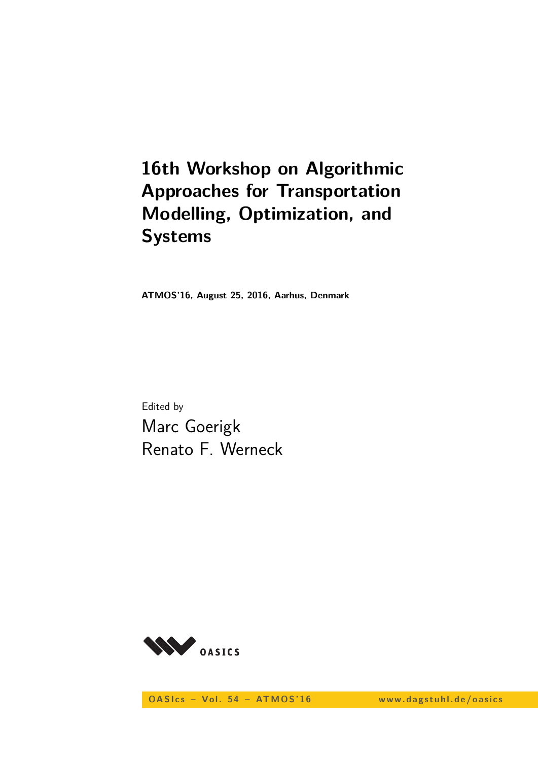# 16th Workshop on Algorithmic Approaches for Transportation Modelling, Optimization, and Systems

**ATMOS'16, August 25, 2016, Aarhus, Denmark**

Edited by

Marc Goerigk

Renato F. Werneck

OASIcs

OASIcs – Vol. 54 – ATMOS'16 www.dagstuhl.de/oasics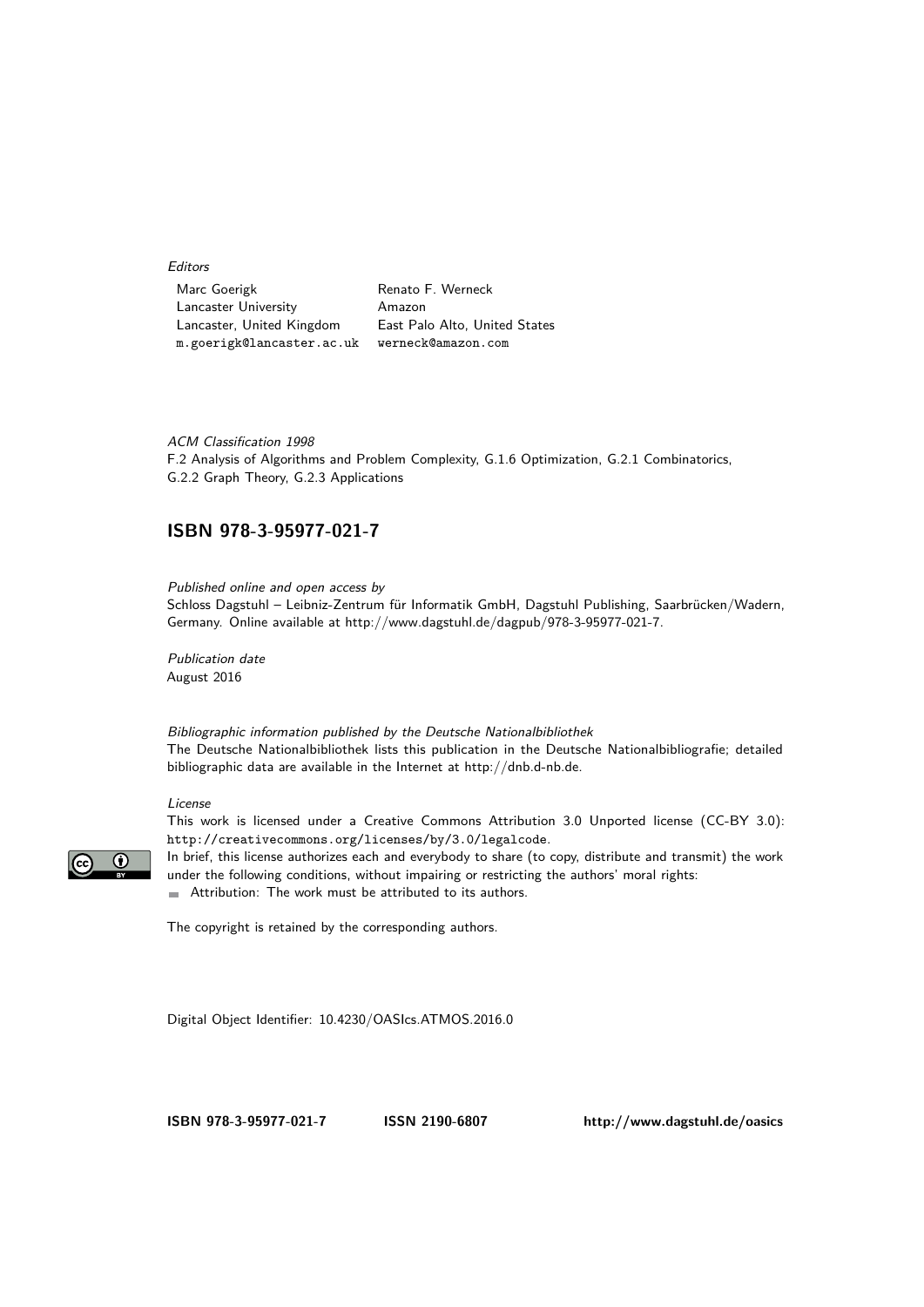*Editors*

| Marc Goerigk | Renato F. Werneck |
|---|---|
| Lancaster University | Amazon |
| Lancaster, United Kingdom | East Palo Alto, United States |
| m.goerigk@lancaster.ac.uk | werneck@amazon.com |

*ACM Classification 1998*
F.2 Analysis of Algorithms and Problem Complexity, G.1.6 Optimization, G.2.1 Combinatorics, G.2.2 Graph Theory, G.2.3 Applications

## ISBN 978-3-95977-021-7

*Published online and open access by*
Schloss Dagstuhl – Leibniz-Zentrum für Informatik GmbH, Dagstuhl Publishing, Saarbrücken/Wadern, Germany. Online available at http://www.dagstuhl.de/dagpub/978-3-95977-021-7.

*Publication date*
August 2016

*Bibliographic information published by the Deutsche Nationalbibliothek*
The Deutsche Nationalbibliothek lists this publication in the Deutsche Nationalbibliografie; detailed bibliographic data are available in the Internet at http://dnb.d-nb.de.

*License*
This work is licensed under a Creative Commons Attribution 3.0 Unported license (CC-BY 3.0): http://creativecommons.org/licenses/by/3.0/legalcode.
In brief, this license authorizes each and everybody to share (to copy, distribute and transmit) the work under the following conditions, without impairing or restricting the authors' moral rights:

- Attribution: The work must be attributed to its authors.

The copyright is retained by the corresponding authors.

Digital Object Identifier: 10.4230/OASIcs.ATMOS.2016.0

**ISBN 978-3-95977-021-7** **ISSN 2190-6807** **http://www.dagstuhl.de/oasics**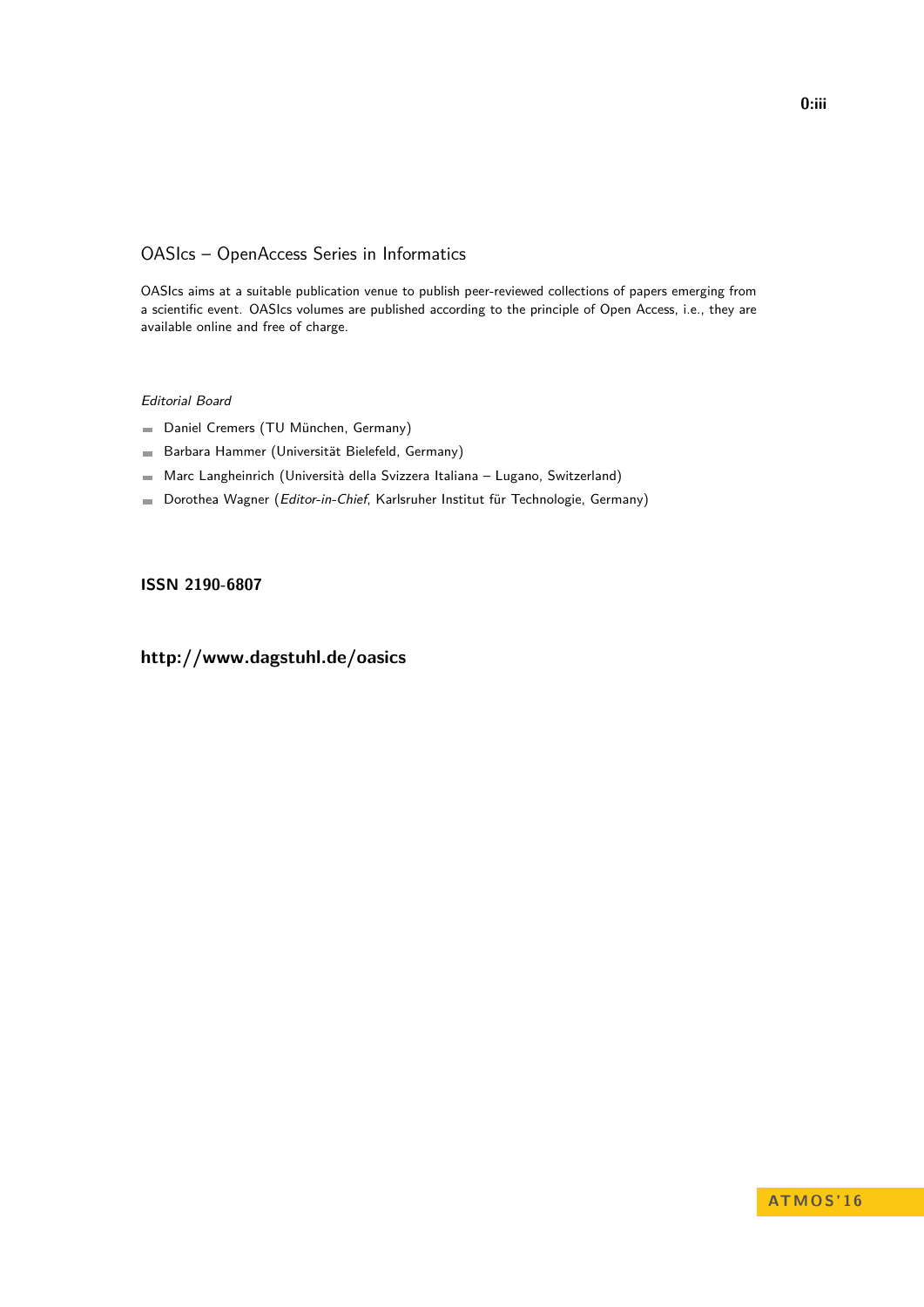# OASIcs – OpenAccess Series in Informatics

OASIcs aims at a suitable publication venue to publish peer-reviewed collections of papers emerging from a scientific event. OASIcs volumes are published according to the principle of Open Access, i.e., they are available online and free of charge.

*Editorial Board*

- Daniel Cremers (TU München, Germany)
- Barbara Hammer (Universität Bielefeld, Germany)
- Marc Langheinrich (Università della Svizzera Italiana – Lugano, Switzerland)
- Dorothea Wagner (*Editor-in-Chief*, Karlsruher Institut für Technologie, Germany)

**ISSN 2190-6807**

**http://www.dagstuhl.de/oasics**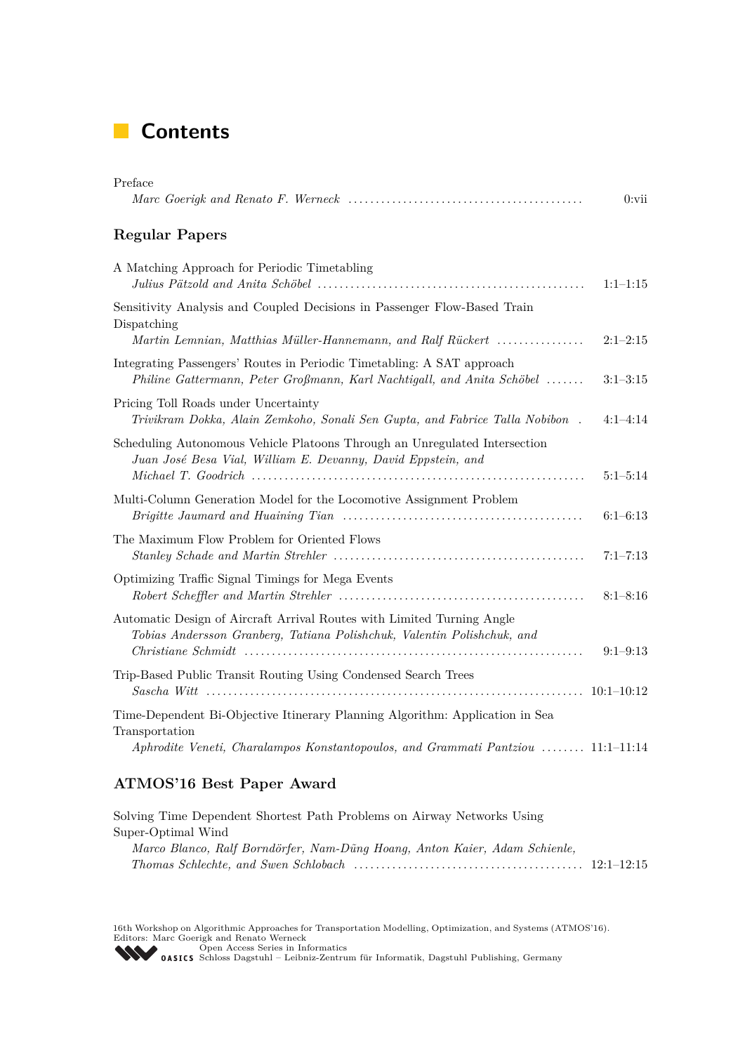# Contents

Preface
*Marc Goerigk and Renato F. Werneck* .......... 0:vii

## Regular Papers

A Matching Approach for Periodic Timetabling
*Julius Pätzold and Anita Schöbel* .......... 1:1–1:15

Sensitivity Analysis and Coupled Decisions in Passenger Flow-Based Train Dispatching
*Martin Lemnian, Matthias Müller-Hannemann, and Ralf Rückert* .......... 2:1–2:15

Integrating Passengers' Routes in Periodic Timetabling: A SAT approach
*Philine Gattermann, Peter Großmann, Karl Nachtigall, and Anita Schöbel* .......... 3:1–3:15

Pricing Toll Roads under Uncertainty
*Trivikram Dokka, Alain Zemkoho, Sonali Sen Gupta, and Fabrice Talla Nobibon* . 4:1–4:14

Scheduling Autonomous Vehicle Platoons Through an Unregulated Intersection
*Juan José Besa Vial, William E. Devanny, David Eppstein, and Michael T. Goodrich* .......... 5:1–5:14

Multi-Column Generation Model for the Locomotive Assignment Problem
*Brigitte Jaumard and Huaining Tian* .......... 6:1–6:13

The Maximum Flow Problem for Oriented Flows
*Stanley Schade and Martin Strehler* .......... 7:1–7:13

Optimizing Traffic Signal Timings for Mega Events
*Robert Scheffler and Martin Strehler* .......... 8:1–8:16

Automatic Design of Aircraft Arrival Routes with Limited Turning Angle
*Tobias Andersson Granberg, Tatiana Polishchuk, Valentin Polishchuk, and Christiane Schmidt* .......... 9:1–9:13

Trip-Based Public Transit Routing Using Condensed Search Trees
*Sascha Witt* .......... 10:1–10:12

Time-Dependent Bi-Objective Itinerary Planning Algorithm: Application in Sea Transportation
*Aphrodite Veneti, Charalampos Konstantopoulos, and Grammati Pantziou* .......... 11:1–11:14

## ATMOS'16 Best Paper Award

Solving Time Dependent Shortest Path Problems on Airway Networks Using Super-Optimal Wind
*Marco Blanco, Ralf Borndörfer, Nam-Dũng Hoang, Anton Kaier, Adam Schienle, Thomas Schlechte, and Swen Schlobach* .......... 12:1–12:15

16th Workshop on Algorithmic Approaches for Transportation Modelling, Optimization, and Systems (ATMOS'16).
Editors: Marc Goerigk and Renato Werneck
Open Access Series in Informatics
OASICS Schloss Dagstuhl – Leibniz-Zentrum für Informatik, Dagstuhl Publishing, Germany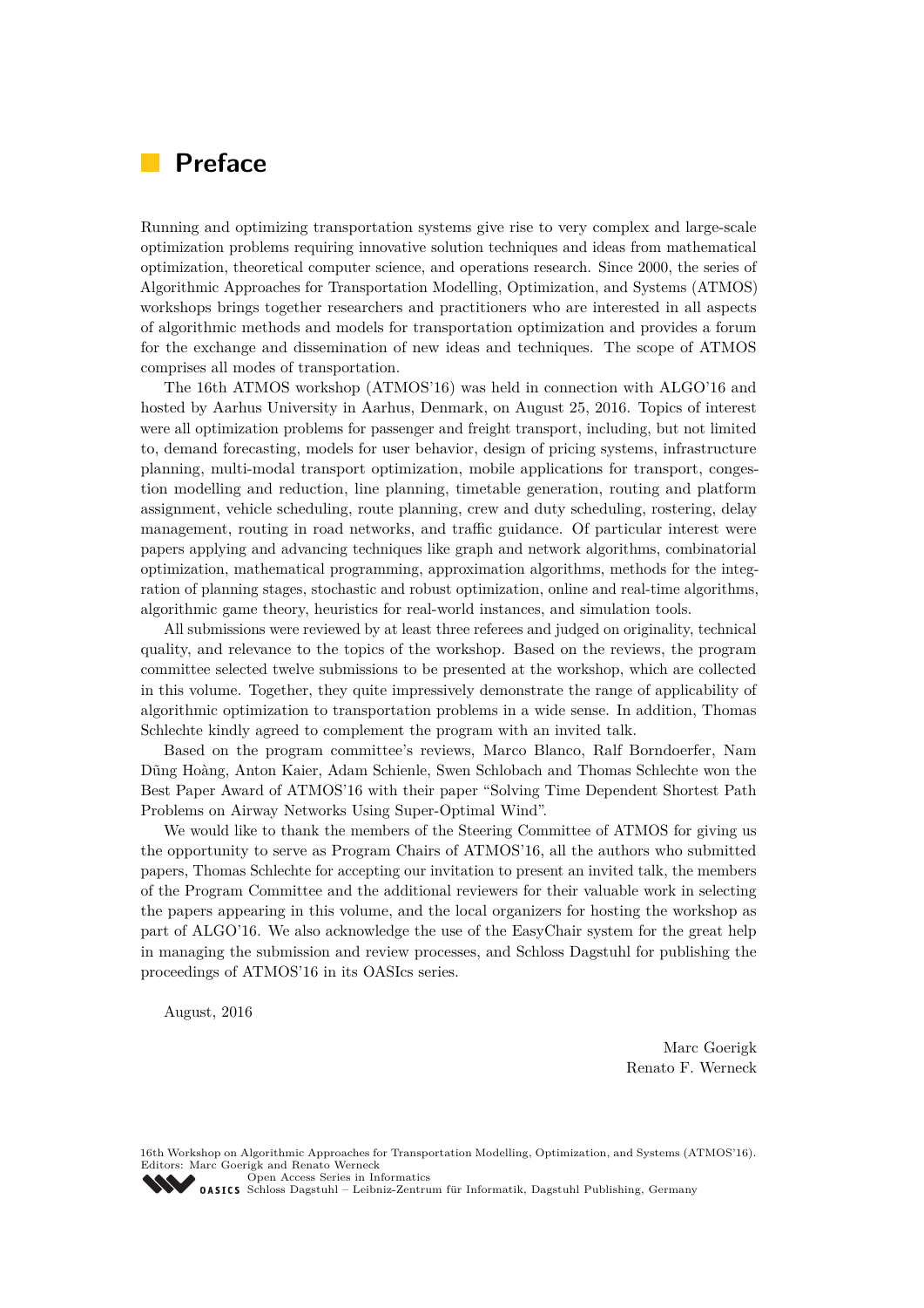# Preface

Running and optimizing transportation systems give rise to very complex and large-scale optimization problems requiring innovative solution techniques and ideas from mathematical optimization, theoretical computer science, and operations research. Since 2000, the series of Algorithmic Approaches for Transportation Modelling, Optimization, and Systems (ATMOS) workshops brings together researchers and practitioners who are interested in all aspects of algorithmic methods and models for transportation optimization and provides a forum for the exchange and dissemination of new ideas and techniques. The scope of ATMOS comprises all modes of transportation.

The 16th ATMOS workshop (ATMOS'16) was held in connection with ALGO'16 and hosted by Aarhus University in Aarhus, Denmark, on August 25, 2016. Topics of interest were all optimization problems for passenger and freight transport, including, but not limited to, demand forecasting, models for user behavior, design of pricing systems, infrastructure planning, multi-modal transport optimization, mobile applications for transport, congestion modelling and reduction, line planning, timetable generation, routing and platform assignment, vehicle scheduling, route planning, crew and duty scheduling, rostering, delay management, routing in road networks, and traffic guidance. Of particular interest were papers applying and advancing techniques like graph and network algorithms, combinatorial optimization, mathematical programming, approximation algorithms, methods for the integration of planning stages, stochastic and robust optimization, online and real-time algorithms, algorithmic game theory, heuristics for real-world instances, and simulation tools.

All submissions were reviewed by at least three referees and judged on originality, technical quality, and relevance to the topics of the workshop. Based on the reviews, the program committee selected twelve submissions to be presented at the workshop, which are collected in this volume. Together, they quite impressively demonstrate the range of applicability of algorithmic optimization to transportation problems in a wide sense. In addition, Thomas Schlechte kindly agreed to complement the program with an invited talk.

Based on the program committee's reviews, Marco Blanco, Ralf Borndoerfer, Nam Dũng Hoàng, Anton Kaier, Adam Schienle, Swen Schlobach and Thomas Schlechte won the Best Paper Award of ATMOS'16 with their paper "Solving Time Dependent Shortest Path Problems on Airway Networks Using Super-Optimal Wind".

We would like to thank the members of the Steering Committee of ATMOS for giving us the opportunity to serve as Program Chairs of ATMOS'16, all the authors who submitted papers, Thomas Schlechte for accepting our invitation to present an invited talk, the members of the Program Committee and the additional reviewers for their valuable work in selecting the papers appearing in this volume, and the local organizers for hosting the workshop as part of ALGO'16. We also acknowledge the use of the EasyChair system for the great help in managing the submission and review processes, and Schloss Dagstuhl for publishing the proceedings of ATMOS'16 in its OASIcs series.

August, 2016

Marc Goerigk
Renato F. Werneck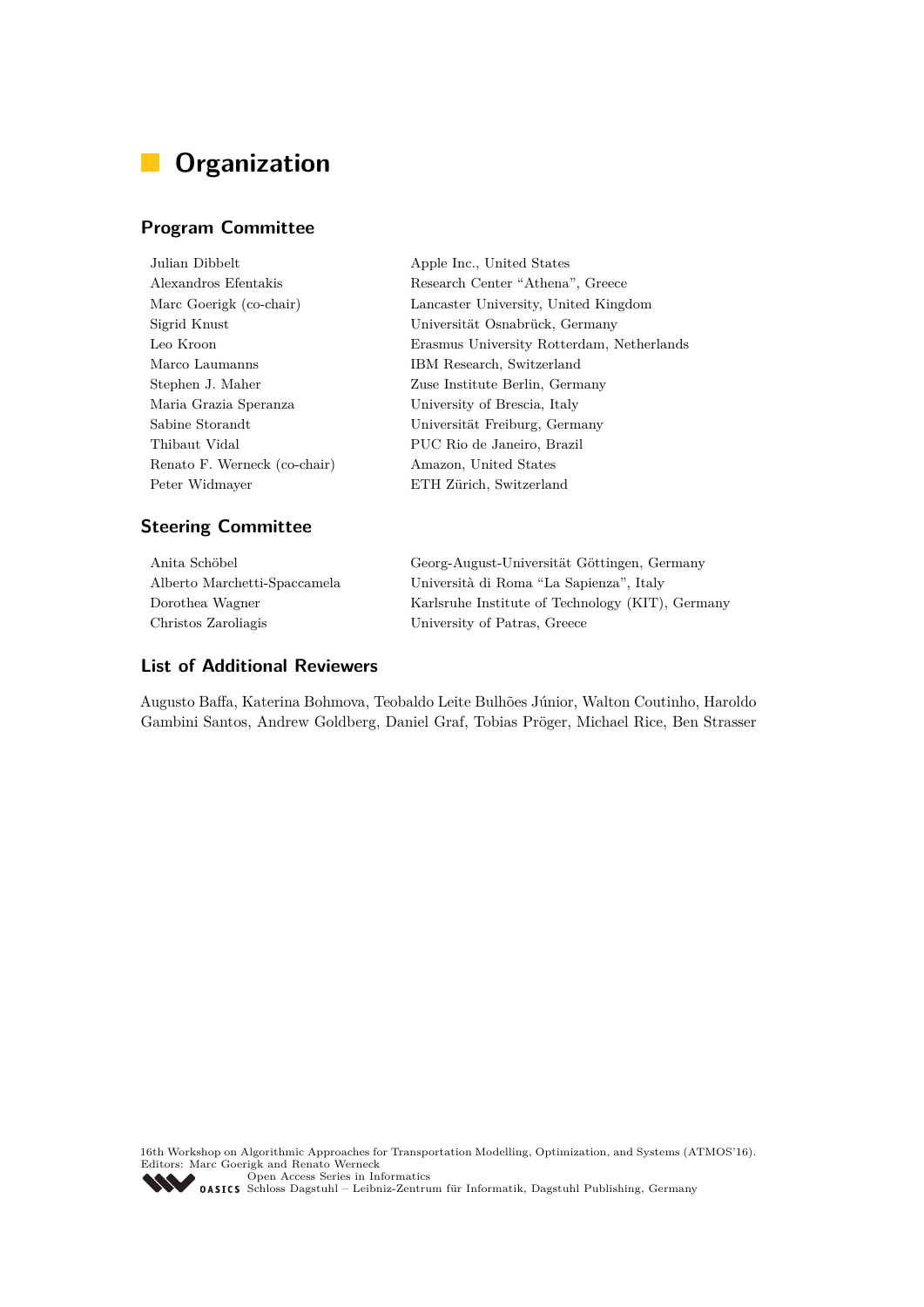# Organization

## Program Committee

| | |
|---|---|
| Julian Dibbelt | Apple Inc., United States |
| Alexandros Efentakis | Research Center “Athena”, Greece |
| Marc Goerigk (co-chair) | Lancaster University, United Kingdom |
| Sigrid Knust | Universität Osnabrück, Germany |
| Leo Kroon | Erasmus University Rotterdam, Netherlands |
| Marco Laumanns | IBM Research, Switzerland |
| Stephen J. Maher | Zuse Institute Berlin, Germany |
| Maria Grazia Speranza | University of Brescia, Italy |
| Sabine Storandt | Universität Freiburg, Germany |
| Thibaut Vidal | PUC Rio de Janeiro, Brazil |
| Renato F. Werneck (co-chair) | Amazon, United States |
| Peter Widmayer | ETH Zürich, Switzerland |

## Steering Committee

| | |
|---|---|
| Anita Schöbel | Georg-August-Universität Göttingen, Germany |
| Alberto Marchetti-Spaccamela | Università di Roma “La Sapienza”, Italy |
| Dorothea Wagner | Karlsruhe Institute of Technology (KIT), Germany |
| Christos Zaroliagis | University of Patras, Greece |

## List of Additional Reviewers

Augusto Baffa, Katerina Bohmova, Teobaldo Leite Bulhões Júnior, Walton Coutinho, Haroldo Gambini Santos, Andrew Goldberg, Daniel Graf, Tobias Pröger, Michael Rice, Ben Strasser